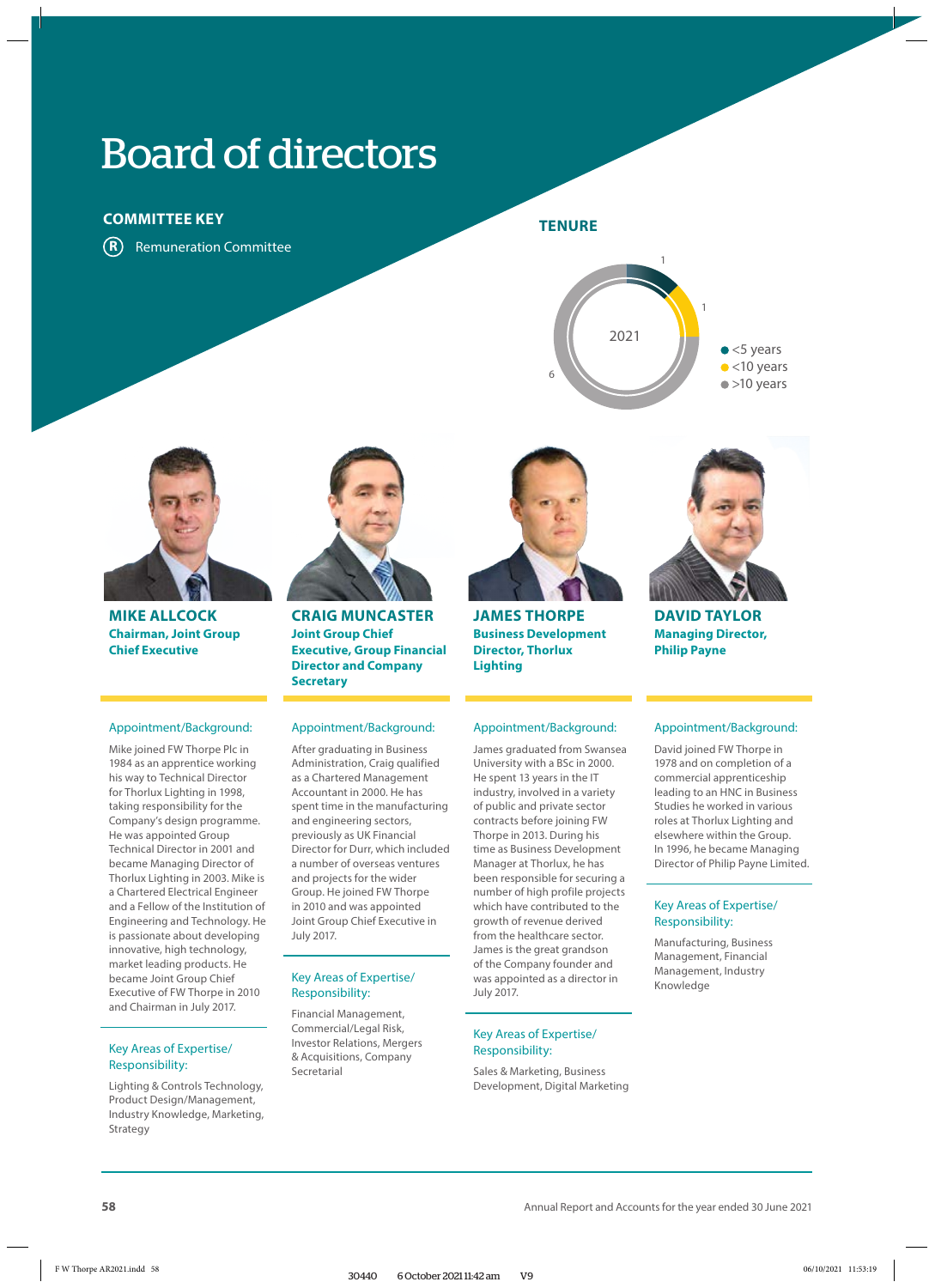# Board of directors

**COMMITTEE KEY**

(R) Remuneration Committee

**TENURE**

2021

- <5 years: 1
- <10 years: 1
- >10 years: 6

## MIKE ALLCOCK

**Chairman, Joint Group Chief Executive**

### Appointment/Background:

Mike joined FW Thorpe Plc in 1984 as an apprentice working his way to Technical Director for Thorlux Lighting in 1998, taking responsibility for the Company's design programme. He was appointed Group Technical Director in 2001 and became Managing Director of Thorlux Lighting in 2003. Mike is a Chartered Electrical Engineer and a Fellow of the Institution of Engineering and Technology. He is passionate about developing innovative, high technology, market leading products. He became Joint Group Chief Executive of FW Thorpe in 2010 and Chairman in July 2017.

### Key Areas of Expertise/ Responsibility:

Lighting & Controls Technology, Product Design/Management, Industry Knowledge, Marketing, Strategy

## CRAIG MUNCASTER

**Joint Group Chief Executive, Group Financial Director and Company Secretary**

### Appointment/Background:

After graduating in Business Administration, Craig qualified as a Chartered Management Accountant in 2000. He has spent time in the manufacturing and engineering sectors, previously as UK Financial Director for Durr, which included a number of overseas ventures and projects for the wider Group. He joined FW Thorpe in 2010 and was appointed Joint Group Chief Executive in July 2017.

### Key Areas of Expertise/ Responsibility:

Financial Management, Commercial/Legal Risk, Investor Relations, Mergers & Acquisitions, Company Secretarial

## JAMES THORPE

**Business Development Director, Thorlux Lighting**

### Appointment/Background:

James graduated from Swansea University with a BSc in 2000. He spent 13 years in the IT industry, involved in a variety of public and private sector contracts before joining FW Thorpe in 2013. During his time as Business Development Manager at Thorlux, he has been responsible for securing a number of high profile projects which have contributed to the growth of revenue derived from the healthcare sector. James is the great grandson of the Company founder and was appointed as a director in July 2017.

### Key Areas of Expertise/ Responsibility:

Sales & Marketing, Business Development, Digital Marketing

## DAVID TAYLOR

**Managing Director, Philip Payne**

### Appointment/Background:

David joined FW Thorpe in 1978 and on completion of a commercial apprenticeship leading to an HNC in Business Studies he worked in various roles at Thorlux Lighting and elsewhere within the Group. In 1996, he became Managing Director of Philip Payne Limited.

### Key Areas of Expertise/ Responsibility:

Manufacturing, Business Management, Financial Management, Industry Knowledge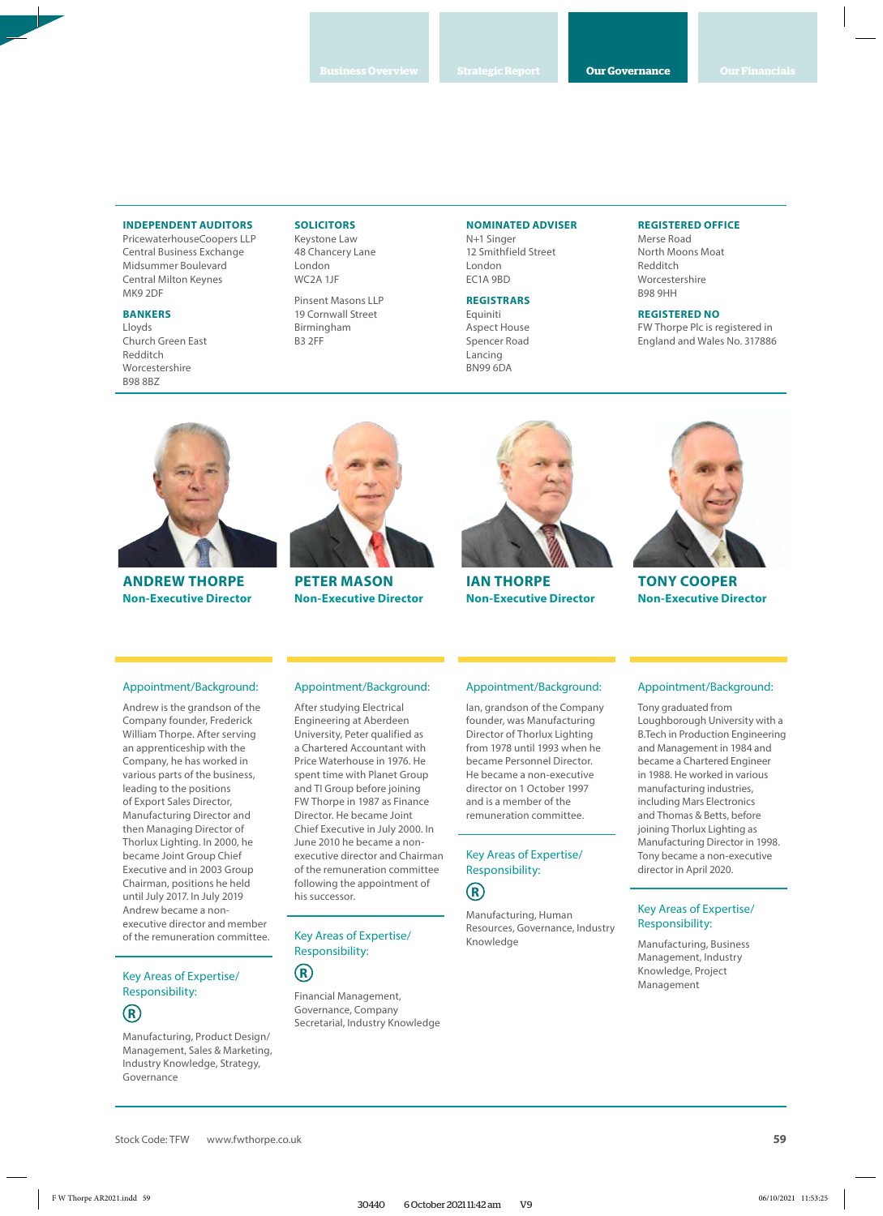**INDEPENDENT AUDITORS**
PricewaterhouseCoopers LLP
Central Business Exchange
Midsummer Boulevard
Central Milton Keynes
MK9 2DF

**BANKERS**
Lloyds
Church Green East
Redditch
Worcestershire
B98 8BZ

**SOLICITORS**
Keystone Law
48 Chancery Lane
London
WC2A 1JF

Pinsent Masons LLP
19 Cornwall Street
Birmingham
B3 2FF

**NOMINATED ADVISER**
N+1 Singer
12 Smithfield Street
London
EC1A 9BD

**REGISTRARS**
Equiniti
Aspect House
Spencer Road
Lancing
BN99 6DA

**REGISTERED OFFICE**
Merse Road
North Moons Moat
Redditch
Worcestershire
B98 9HH

**REGISTERED NO**
FW Thorpe Plc is registered in England and Wales No. 317886

## ANDREW THORPE
**Non-Executive Director**

### Appointment/Background:

Andrew is the grandson of the Company founder, Frederick William Thorpe. After serving an apprenticeship with the Company, he has worked in various parts of the business, leading to the positions of Export Sales Director, Manufacturing Director and then Managing Director of Thorlux Lighting. In 2000, he became Joint Group Chief Executive and in 2003 Group Chairman, positions he held until July 2017. In July 2019 Andrew became a non-executive director and member of the remuneration committee.

### Key Areas of Expertise/Responsibility:

Ⓡ

Manufacturing, Product Design/Management, Sales & Marketing, Industry Knowledge, Strategy, Governance

## PETER MASON
**Non-Executive Director**

### Appointment/Background:

After studying Electrical Engineering at Aberdeen University, Peter qualified as a Chartered Accountant with Price Waterhouse in 1976. He spent time with Planet Group and TI Group before joining FW Thorpe in 1987 as Finance Director. He became Joint Chief Executive in July 2000. In June 2010 he became a non-executive director and Chairman of the remuneration committee following the appointment of his successor.

### Key Areas of Expertise/Responsibility:

Ⓡ

Financial Management, Governance, Company Secretarial, Industry Knowledge

## IAN THORPE
**Non-Executive Director**

### Appointment/Background:

Ian, grandson of the Company founder, was Manufacturing Director of Thorlux Lighting from 1978 until 1993 when he became Personnel Director. He became a non-executive director on 1 October 1997 and is a member of the remuneration committee.

### Key Areas of Expertise/Responsibility:

Ⓡ

Manufacturing, Human Resources, Governance, Industry Knowledge

## TONY COOPER
**Non-Executive Director**

### Appointment/Background:

Tony graduated from Loughborough University with a B.Tech in Production Engineering and Management in 1984 and became a Chartered Engineer in 1988. He worked in various manufacturing industries, including Mars Electronics and Thomas & Betts, before joining Thorlux Lighting as Manufacturing Director in 1998. Tony became a non-executive director in April 2020.

### Key Areas of Expertise/Responsibility:

Manufacturing, Business Management, Industry Knowledge, Project Management